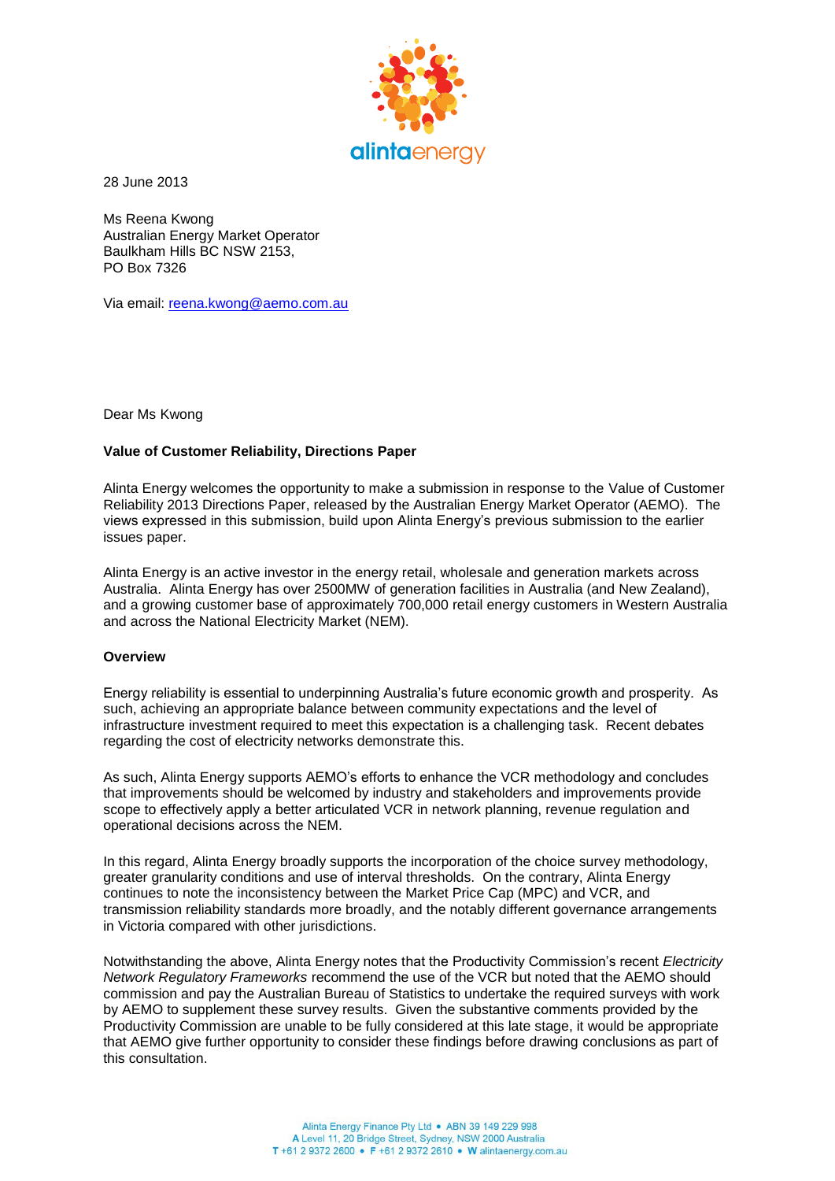28 June 2013

Ms Reena Kwong
Australian Energy Market Operator
Baulkham Hills BC NSW 2153,
PO Box 7326

Via email: reena.kwong@aemo.com.au

Dear Ms Kwong

**Value of Customer Reliability, Directions Paper**

Alinta Energy welcomes the opportunity to make a submission in response to the Value of Customer Reliability 2013 Directions Paper, released by the Australian Energy Market Operator (AEMO). The views expressed in this submission, build upon Alinta Energy's previous submission to the earlier issues paper.

Alinta Energy is an active investor in the energy retail, wholesale and generation markets across Australia. Alinta Energy has over 2500MW of generation facilities in Australia (and New Zealand), and a growing customer base of approximately 700,000 retail energy customers in Western Australia and across the National Electricity Market (NEM).

**Overview**

Energy reliability is essential to underpinning Australia's future economic growth and prosperity. As such, achieving an appropriate balance between community expectations and the level of infrastructure investment required to meet this expectation is a challenging task. Recent debates regarding the cost of electricity networks demonstrate this.

As such, Alinta Energy supports AEMO's efforts to enhance the VCR methodology and concludes that improvements should be welcomed by industry and stakeholders and improvements provide scope to effectively apply a better articulated VCR in network planning, revenue regulation and operational decisions across the NEM.

In this regard, Alinta Energy broadly supports the incorporation of the choice survey methodology, greater granularity conditions and use of interval thresholds. On the contrary, Alinta Energy continues to note the inconsistency between the Market Price Cap (MPC) and VCR, and transmission reliability standards more broadly, and the notably different governance arrangements in Victoria compared with other jurisdictions.

Notwithstanding the above, Alinta Energy notes that the Productivity Commission's recent *Electricity Network Regulatory Frameworks* recommend the use of the VCR but noted that the AEMO should commission and pay the Australian Bureau of Statistics to undertake the required surveys with work by AEMO to supplement these survey results. Given the substantive comments provided by the Productivity Commission are unable to be fully considered at this late stage, it would be appropriate that AEMO give further opportunity to consider these findings before drawing conclusions as part of this consultation.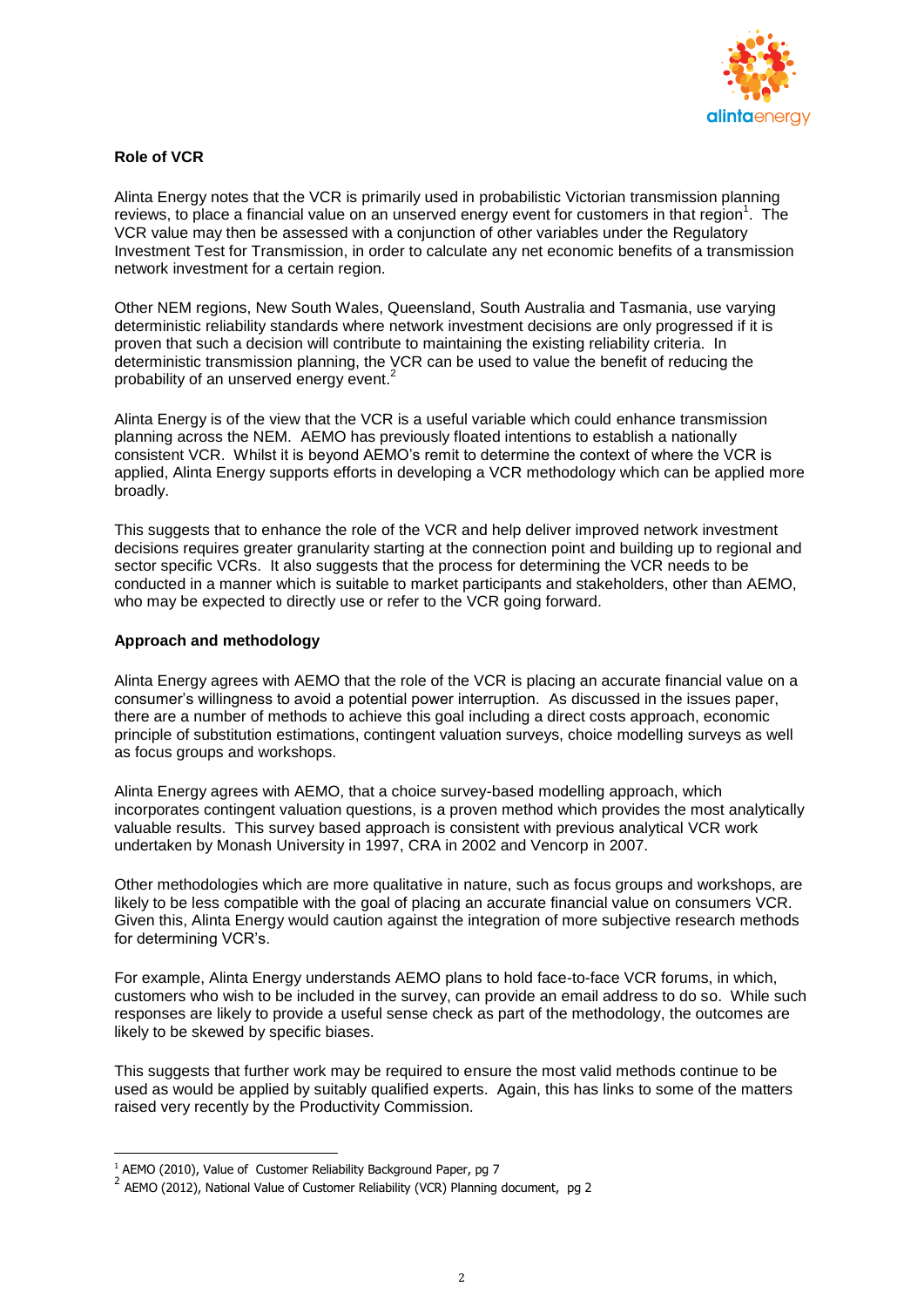**Role of VCR**

Alinta Energy notes that the VCR is primarily used in probabilistic Victorian transmission planning reviews, to place a financial value on an unserved energy event for customers in that region[1]. The VCR value may then be assessed with a conjunction of other variables under the Regulatory Investment Test for Transmission, in order to calculate any net economic benefits of a transmission network investment for a certain region.

Other NEM regions, New South Wales, Queensland, South Australia and Tasmania, use varying deterministic reliability standards where network investment decisions are only progressed if it is proven that such a decision will contribute to maintaining the existing reliability criteria. In deterministic transmission planning, the VCR can be used to value the benefit of reducing the probability of an unserved energy event.[2]

Alinta Energy is of the view that the VCR is a useful variable which could enhance transmission planning across the NEM. AEMO has previously floated intentions to establish a nationally consistent VCR. Whilst it is beyond AEMO's remit to determine the context of where the VCR is applied, Alinta Energy supports efforts in developing a VCR methodology which can be applied more broadly.

This suggests that to enhance the role of the VCR and help deliver improved network investment decisions requires greater granularity starting at the connection point and building up to regional and sector specific VCRs. It also suggests that the process for determining the VCR needs to be conducted in a manner which is suitable to market participants and stakeholders, other than AEMO, who may be expected to directly use or refer to the VCR going forward.

**Approach and methodology**

Alinta Energy agrees with AEMO that the role of the VCR is placing an accurate financial value on a consumer's willingness to avoid a potential power interruption. As discussed in the issues paper, there are a number of methods to achieve this goal including a direct costs approach, economic principle of substitution estimations, contingent valuation surveys, choice modelling surveys as well as focus groups and workshops.

Alinta Energy agrees with AEMO, that a choice survey-based modelling approach, which incorporates contingent valuation questions, is a proven method which provides the most analytically valuable results. This survey based approach is consistent with previous analytical VCR work undertaken by Monash University in 1997, CRA in 2002 and Vencorp in 2007.

Other methodologies which are more qualitative in nature, such as focus groups and workshops, are likely to be less compatible with the goal of placing an accurate financial value on consumers VCR. Given this, Alinta Energy would caution against the integration of more subjective research methods for determining VCR's.

For example, Alinta Energy understands AEMO plans to hold face-to-face VCR forums, in which, customers who wish to be included in the survey, can provide an email address to do so. While such responses are likely to provide a useful sense check as part of the methodology, the outcomes are likely to be skewed by specific biases.

This suggests that further work may be required to ensure the most valid methods continue to be used as would be applied by suitably qualified experts. Again, this has links to some of the matters raised very recently by the Productivity Commission.

---

[1] AEMO (2010), Value of Customer Reliability Background Paper, pg 7

[2] AEMO (2012), National Value of Customer Reliability (VCR) Planning document, pg 2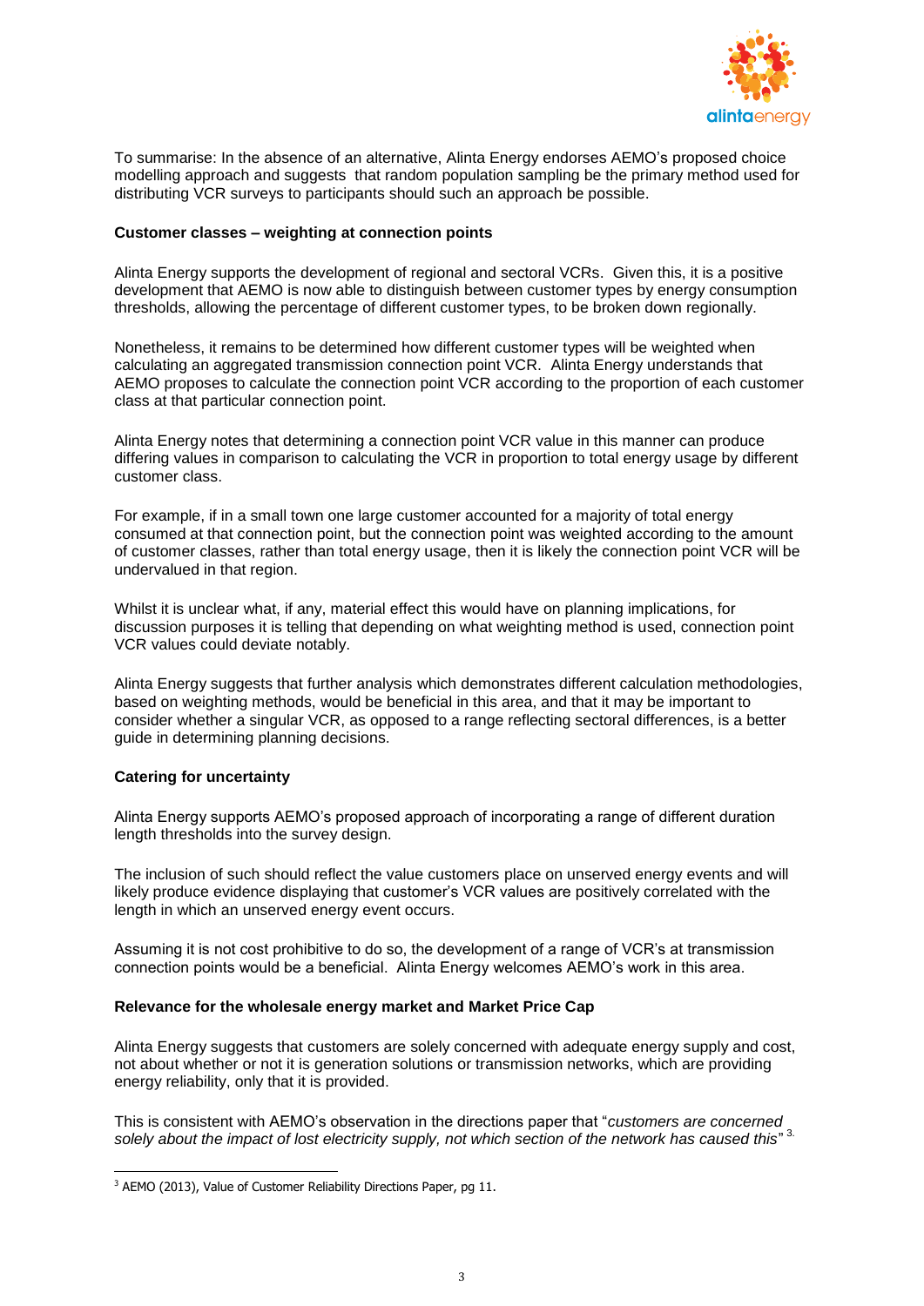To summarise: In the absence of an alternative, Alinta Energy endorses AEMO's proposed choice modelling approach and suggests that random population sampling be the primary method used for distributing VCR surveys to participants should such an approach be possible.

**Customer classes – weighting at connection points**

Alinta Energy supports the development of regional and sectoral VCRs. Given this, it is a positive development that AEMO is now able to distinguish between customer types by energy consumption thresholds, allowing the percentage of different customer types, to be broken down regionally.

Nonetheless, it remains to be determined how different customer types will be weighted when calculating an aggregated transmission connection point VCR. Alinta Energy understands that AEMO proposes to calculate the connection point VCR according to the proportion of each customer class at that particular connection point.

Alinta Energy notes that determining a connection point VCR value in this manner can produce differing values in comparison to calculating the VCR in proportion to total energy usage by different customer class.

For example, if in a small town one large customer accounted for a majority of total energy consumed at that connection point, but the connection point was weighted according to the amount of customer classes, rather than total energy usage, then it is likely the connection point VCR will be undervalued in that region.

Whilst it is unclear what, if any, material effect this would have on planning implications, for discussion purposes it is telling that depending on what weighting method is used, connection point VCR values could deviate notably.

Alinta Energy suggests that further analysis which demonstrates different calculation methodologies, based on weighting methods, would be beneficial in this area, and that it may be important to consider whether a singular VCR, as opposed to a range reflecting sectoral differences, is a better guide in determining planning decisions.

**Catering for uncertainty**

Alinta Energy supports AEMO's proposed approach of incorporating a range of different duration length thresholds into the survey design.

The inclusion of such should reflect the value customers place on unserved energy events and will likely produce evidence displaying that customer's VCR values are positively correlated with the length in which an unserved energy event occurs.

Assuming it is not cost prohibitive to do so, the development of a range of VCR's at transmission connection points would be a beneficial. Alinta Energy welcomes AEMO's work in this area.

**Relevance for the wholesale energy market and Market Price Cap**

Alinta Energy suggests that customers are solely concerned with adequate energy supply and cost, not about whether or not it is generation solutions or transmission networks, which are providing energy reliability, only that it is provided.

This is consistent with AEMO's observation in the directions paper that "*customers are concerned solely about the impact of lost electricity supply, not which section of the network has caused this*" [3].

[3] AEMO (2013), Value of Customer Reliability Directions Paper, pg 11.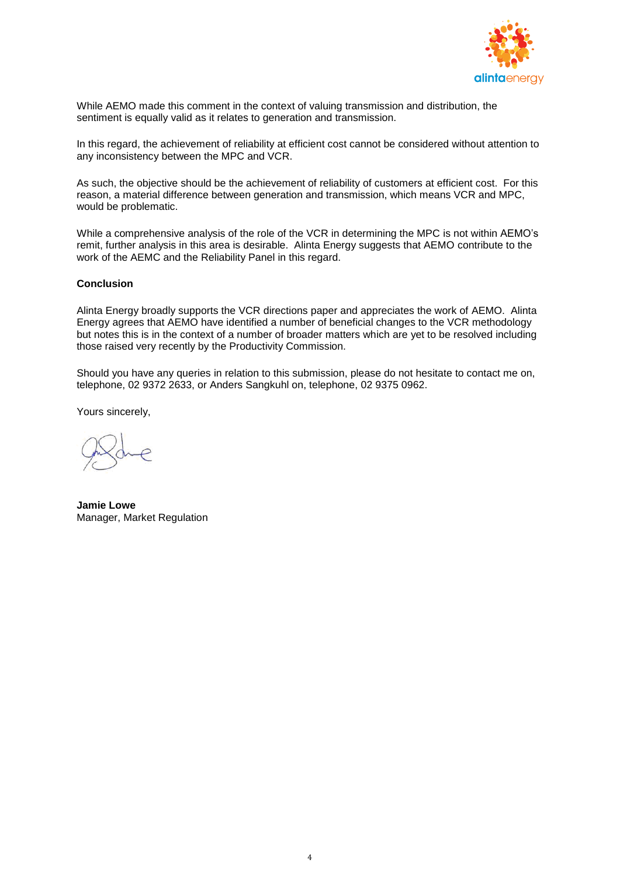While AEMO made this comment in the context of valuing transmission and distribution, the sentiment is equally valid as it relates to generation and transmission.

In this regard, the achievement of reliability at efficient cost cannot be considered without attention to any inconsistency between the MPC and VCR.

As such, the objective should be the achievement of reliability of customers at efficient cost. For this reason, a material difference between generation and transmission, which means VCR and MPC, would be problematic.

While a comprehensive analysis of the role of the VCR in determining the MPC is not within AEMO's remit, further analysis in this area is desirable. Alinta Energy suggests that AEMO contribute to the work of the AEMC and the Reliability Panel in this regard.

**Conclusion**

Alinta Energy broadly supports the VCR directions paper and appreciates the work of AEMO. Alinta Energy agrees that AEMO have identified a number of beneficial changes to the VCR methodology but notes this is in the context of a number of broader matters which are yet to be resolved including those raised very recently by the Productivity Commission.

Should you have any queries in relation to this submission, please do not hesitate to contact me on, telephone, 02 9372 2633, or Anders Sangkuhl on, telephone, 02 9375 0962.

Yours sincerely,

**Jamie Lowe**
Manager, Market Regulation